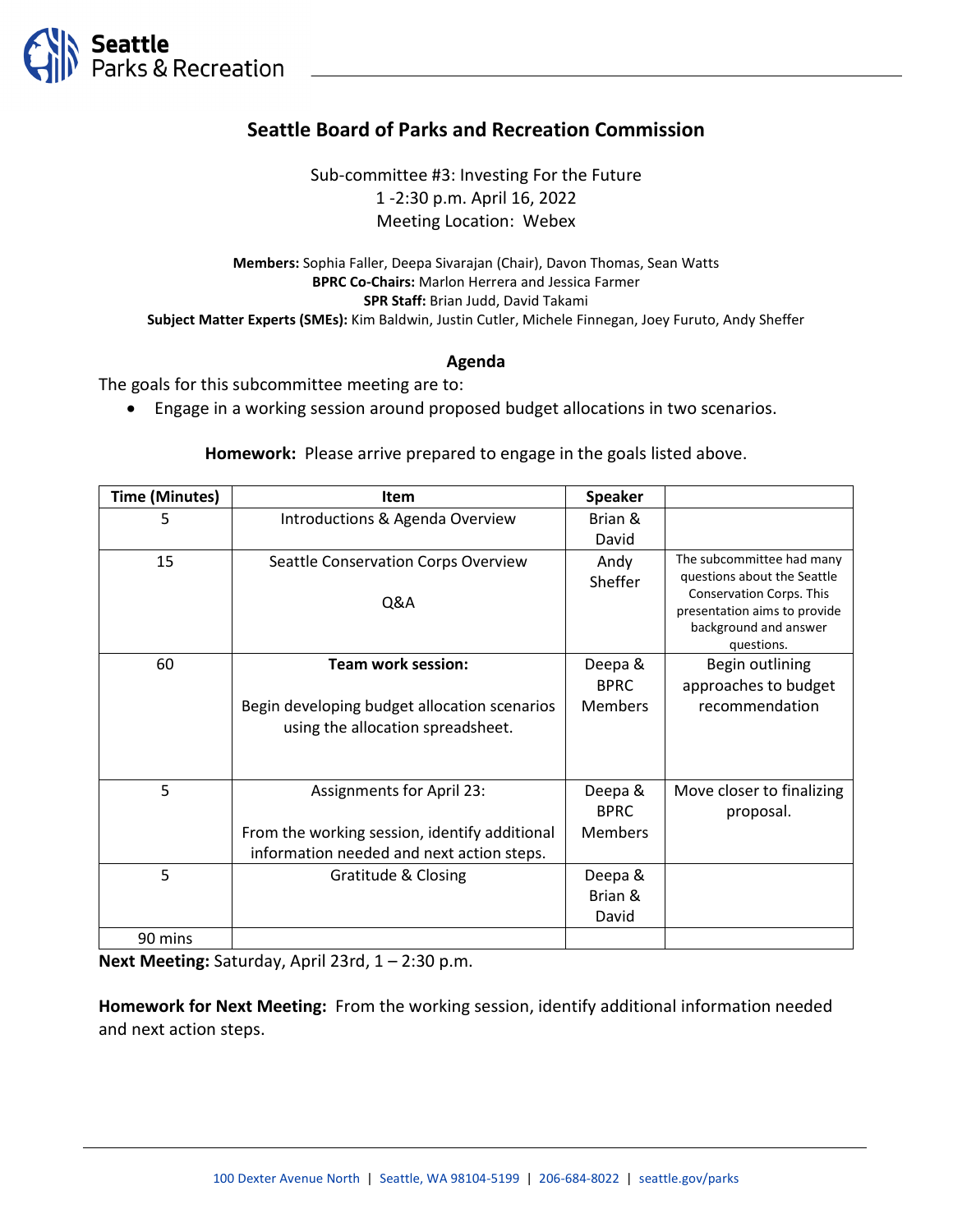# Seattle Board of Parks and Recreation Commission

Sub-committee #3: Investing For the Future
1 -2:30 p.m. April 16, 2022
Meeting Location: Webex

**Members:** Sophia Faller, Deepa Sivarajan (Chair), Davon Thomas, Sean Watts
**BPRC Co-Chairs:** Marlon Herrera and Jessica Farmer
**SPR Staff:** Brian Judd, David Takami
**Subject Matter Experts (SMEs):** Kim Baldwin, Justin Cutler, Michele Finnegan, Joey Furuto, Andy Sheffer

## Agenda

The goals for this subcommittee meeting are to:

- Engage in a working session around proposed budget allocations in two scenarios.

**Homework:** Please arrive prepared to engage in the goals listed above.

| Time (Minutes) | Item | Speaker | |
|---|---|---|---|
| 5 | Introductions & Agenda Overview | Brian & David | |
| 15 | Seattle Conservation Corps Overview<br><br>Q&A | Andy Sheffer | The subcommittee had many questions about the Seattle Conservation Corps. This presentation aims to provide background and answer questions. |
| 60 | **Team work session:**<br><br>Begin developing budget allocation scenarios using the allocation spreadsheet. | Deepa & BPRC Members | Begin outlining approaches to budget recommendation |
| 5 | Assignments for April 23:<br><br>From the working session, identify additional information needed and next action steps. | Deepa & BPRC Members | Move closer to finalizing proposal. |
| 5 | Gratitude & Closing | Deepa & Brian & David | |
| 90 mins | | | |

**Next Meeting:** Saturday, April 23rd, 1 – 2:30 p.m.

**Homework for Next Meeting:** From the working session, identify additional information needed and next action steps.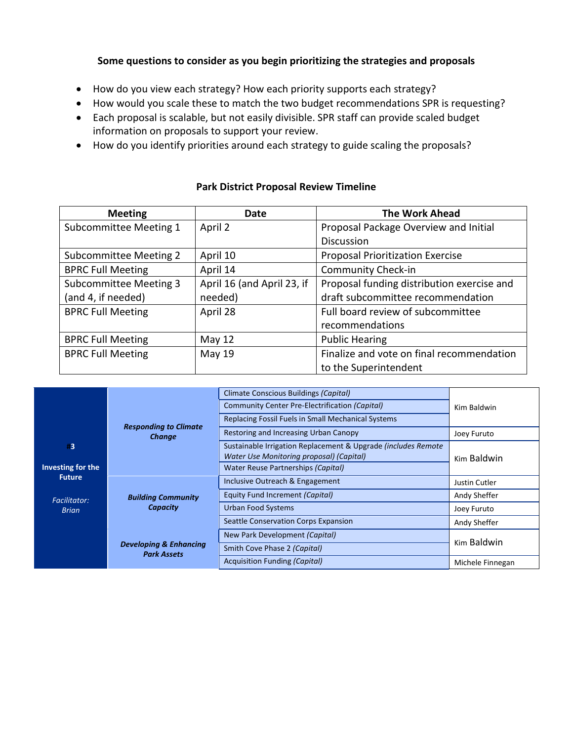**Some questions to consider as you begin prioritizing the strategies and proposals**

- How do you view each strategy? How each priority supports each strategy?
- How would you scale these to match the two budget recommendations SPR is requesting?
- Each proposal is scalable, but not easily divisible. SPR staff can provide scaled budget information on proposals to support your review.
- How do you identify priorities around each strategy to guide scaling the proposals?

**Park District Proposal Review Timeline**

| Meeting | Date | The Work Ahead |
| --- | --- | --- |
| Subcommittee Meeting 1 | April 2 | Proposal Package Overview and Initial Discussion |
| Subcommittee Meeting 2 | April 10 | Proposal Prioritization Exercise |
| BPRC Full Meeting | April 14 | Community Check-in |
| Subcommittee Meeting 3 (and 4, if needed) | April 16 (and April 23, if needed) | Proposal funding distribution exercise and draft subcommittee recommendation |
| BPRC Full Meeting | April 28 | Full board review of subcommittee recommendations |
| BPRC Full Meeting | May 12 | Public Hearing |
| BPRC Full Meeting | May 19 | Finalize and vote on final recommendation to the Superintendent |

| | | | |
| --- | --- | --- | --- |
| #3 Investing for the Future *Facilitator: Brian* | ***Responding to Climate Change*** | Climate Conscious Buildings *(Capital)* | Kim Baldwin |
| | | Community Center Pre-Electrification *(Capital)* | |
| | | Replacing Fossil Fuels in Small Mechanical Systems | |
| | | Restoring and Increasing Urban Canopy | Joey Furuto |
| | | Sustainable Irrigation Replacement & Upgrade *(includes Remote Water Use Monitoring proposal) (Capital)* | Kim Baldwin |
| | | Water Reuse Partnerships *(Capital)* | |
| | ***Building Community Capacity*** | Inclusive Outreach & Engagement | Justin Cutler |
| | | Equity Fund Increment *(Capital)* | Andy Sheffer |
| | | Urban Food Systems | Joey Furuto |
| | | Seattle Conservation Corps Expansion | Andy Sheffer |
| | ***Developing & Enhancing Park Assets*** | New Park Development *(Capital)* | Kim Baldwin |
| | | Smith Cove Phase 2 *(Capital)* | |
| | | Acquisition Funding *(Capital)* | Michele Finnegan |